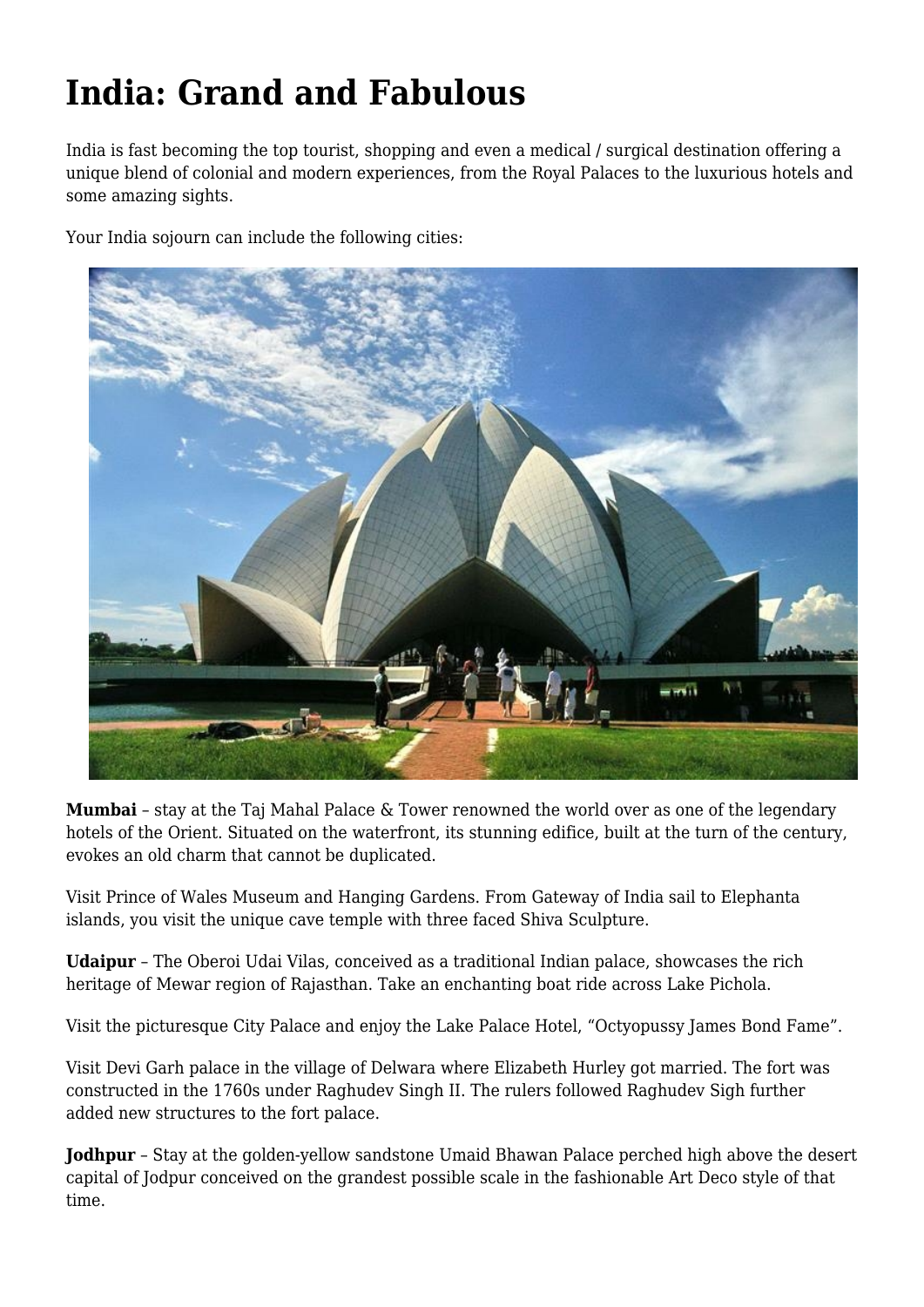# India: Grand and Fabulous

India is fast becoming the top tourist, shopping and even a medical / surgical destination offering a unique blend of colonial and modern experiences, from the Royal Palaces to the luxurious hotels and some amazing sights.

Your India sojourn can include the following cities:

**Mumbai** – stay at the Taj Mahal Palace & Tower renowned the world over as one of the legendary hotels of the Orient. Situated on the waterfront, its stunning edifice, built at the turn of the century, evokes an old charm that cannot be duplicated.

Visit Prince of Wales Museum and Hanging Gardens. From Gateway of India sail to Elephanta islands, you visit the unique cave temple with three faced Shiva Sculpture.

**Udaipur** – The Oberoi Udai Vilas, conceived as a traditional Indian palace, showcases the rich heritage of Mewar region of Rajasthan. Take an enchanting boat ride across Lake Pichola.

Visit the picturesque City Palace and enjoy the Lake Palace Hotel, "Octyopussy James Bond Fame".

Visit Devi Garh palace in the village of Delwara where Elizabeth Hurley got married. The fort was constructed in the 1760s under Raghudev Singh II. The rulers followed Raghudev Sigh further added new structures to the fort palace.

**Jodhpur** – Stay at the golden-yellow sandstone Umaid Bhawan Palace perched high above the desert capital of Jodpur conceived on the grandest possible scale in the fashionable Art Deco style of that time.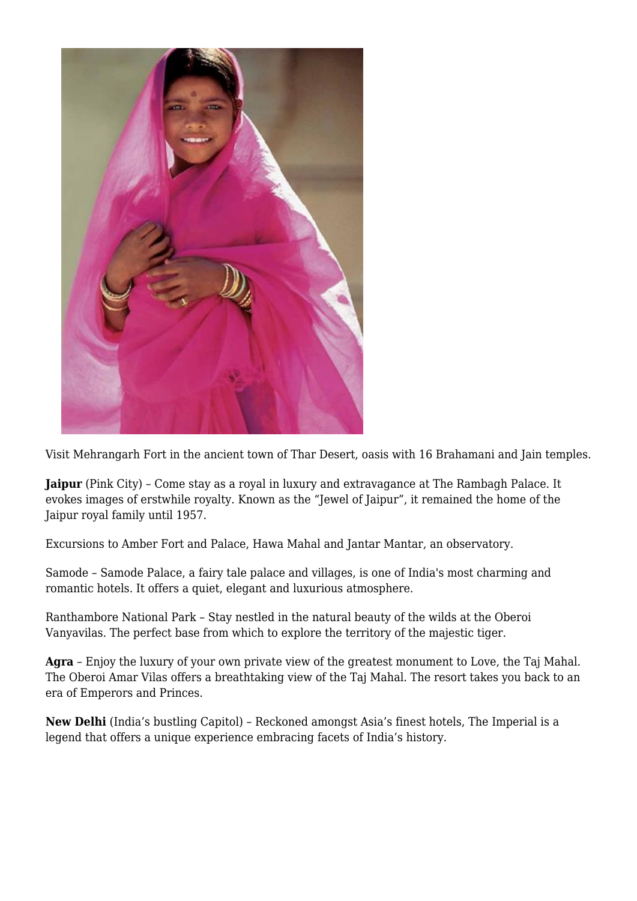Visit Mehrangarh Fort in the ancient town of Thar Desert, oasis with 16 Brahamani and Jain temples.

**Jaipur** (Pink City) – Come stay as a royal in luxury and extravagance at The Rambagh Palace. It evokes images of erstwhile royalty. Known as the "Jewel of Jaipur", it remained the home of the Jaipur royal family until 1957.

Excursions to Amber Fort and Palace, Hawa Mahal and Jantar Mantar, an observatory.

Samode – Samode Palace, a fairy tale palace and villages, is one of India's most charming and romantic hotels. It offers a quiet, elegant and luxurious atmosphere.

Ranthambore National Park – Stay nestled in the natural beauty of the wilds at the Oberoi Vanyavilas. The perfect base from which to explore the territory of the majestic tiger.

**Agra** – Enjoy the luxury of your own private view of the greatest monument to Love, the Taj Mahal. The Oberoi Amar Vilas offers a breathtaking view of the Taj Mahal. The resort takes you back to an era of Emperors and Princes.

**New Delhi** (India's bustling Capitol) – Reckoned amongst Asia's finest hotels, The Imperial is a legend that offers a unique experience embracing facets of India's history.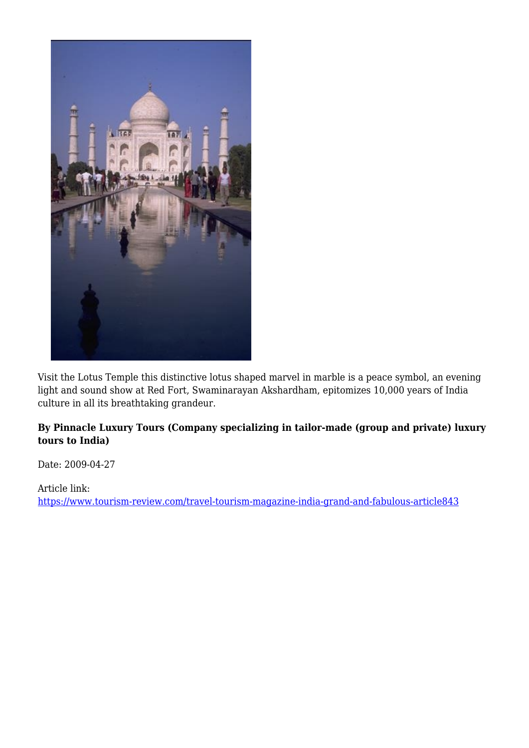Visit the Lotus Temple this distinctive lotus shaped marvel in marble is a peace symbol, an evening light and sound show at Red Fort, Swaminarayan Akshardham, epitomizes 10,000 years of India culture in all its breathtaking grandeur.

**By Pinnacle Luxury Tours (Company specializing in tailor-made (group and private) luxury tours to India)**

Date: 2009-04-27

Article link:
https://www.tourism-review.com/travel-tourism-magazine-india-grand-and-fabulous-article843